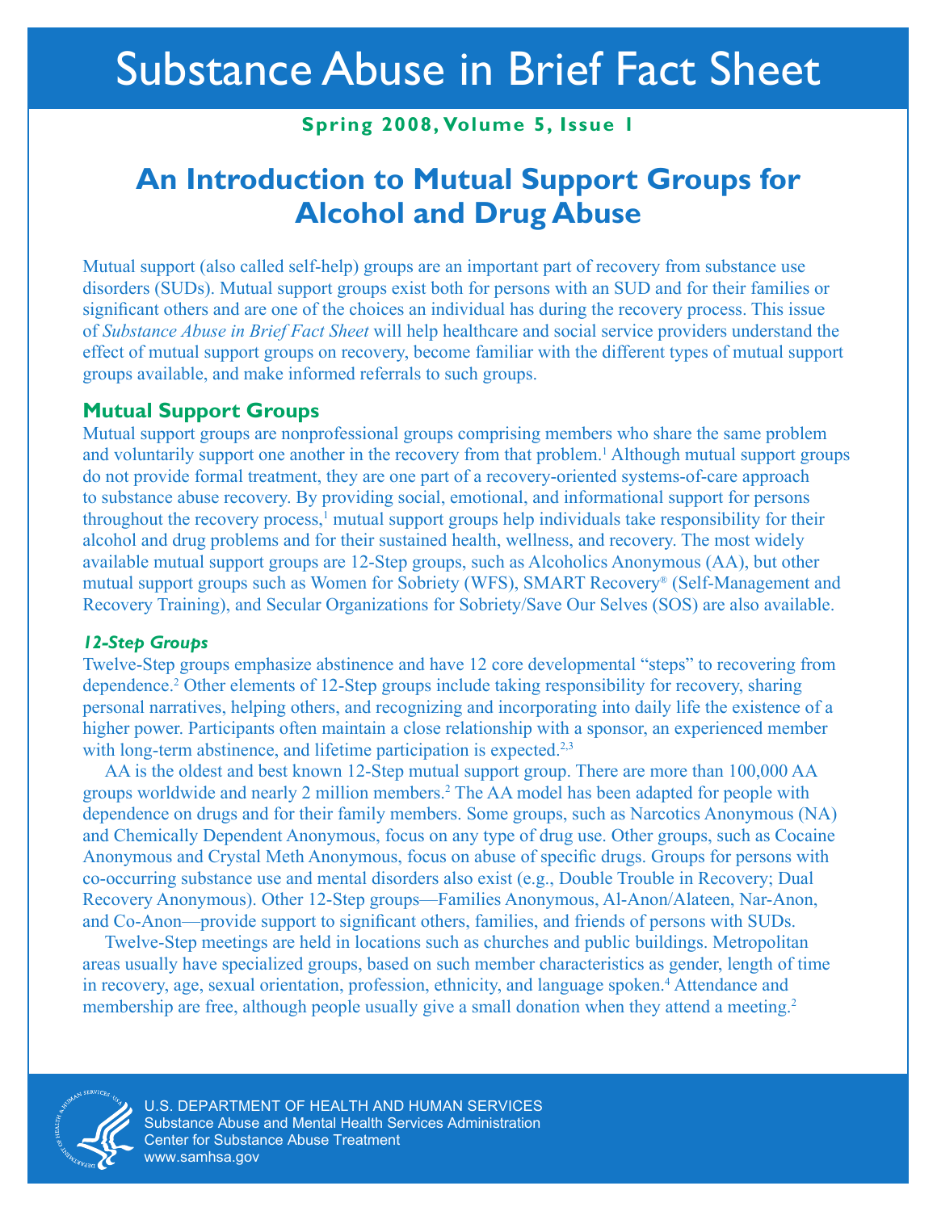# Substance Abuse in Brief Fact Sheet

**Spring 2008, Volume 5, Issue 1**

## An Introduction to Mutual Support Groups for Alcohol and Drug Abuse

Mutual support (also called self-help) groups are an important part of recovery from substance use disorders (SUDs). Mutual support groups exist both for persons with an SUD and for their families or significant others and are one of the choices an individual has during the recovery process. This issue of *Substance Abuse in Brief Fact Sheet* will help healthcare and social service providers understand the effect of mutual support groups on recovery, become familiar with the different types of mutual support groups available, and make informed referrals to such groups.

### Mutual Support Groups

Mutual support groups are nonprofessional groups comprising members who share the same problem and voluntarily support one another in the recovery from that problem.[1] Although mutual support groups do not provide formal treatment, they are one part of a recovery-oriented systems-of-care approach to substance abuse recovery. By providing social, emotional, and informational support for persons throughout the recovery process,[1] mutual support groups help individuals take responsibility for their alcohol and drug problems and for their sustained health, wellness, and recovery. The most widely available mutual support groups are 12-Step groups, such as Alcoholics Anonymous (AA), but other mutual support groups such as Women for Sobriety (WFS), SMART Recovery® (Self-Management and Recovery Training), and Secular Organizations for Sobriety/Save Our Selves (SOS) are also available.

#### *12-Step Groups*

Twelve-Step groups emphasize abstinence and have 12 core developmental "steps" to recovering from dependence.[2] Other elements of 12-Step groups include taking responsibility for recovery, sharing personal narratives, helping others, and recognizing and incorporating into daily life the existence of a higher power. Participants often maintain a close relationship with a sponsor, an experienced member with long-term abstinence, and lifetime participation is expected.[2,3]

AA is the oldest and best known 12-Step mutual support group. There are more than 100,000 AA groups worldwide and nearly 2 million members.[2] The AA model has been adapted for people with dependence on drugs and for their family members. Some groups, such as Narcotics Anonymous (NA) and Chemically Dependent Anonymous, focus on any type of drug use. Other groups, such as Cocaine Anonymous and Crystal Meth Anonymous, focus on abuse of specific drugs. Groups for persons with co-occurring substance use and mental disorders also exist (e.g., Double Trouble in Recovery; Dual Recovery Anonymous). Other 12-Step groups—Families Anonymous, Al-Anon/Alateen, Nar-Anon, and Co-Anon—provide support to significant others, families, and friends of persons with SUDs.

Twelve-Step meetings are held in locations such as churches and public buildings. Metropolitan areas usually have specialized groups, based on such member characteristics as gender, length of time in recovery, age, sexual orientation, profession, ethnicity, and language spoken.[4] Attendance and membership are free, although people usually give a small donation when they attend a meeting.[2]

U.S. DEPARTMENT OF HEALTH AND HUMAN SERVICES
Substance Abuse and Mental Health Services Administration
Center for Substance Abuse Treatment
www.samhsa.gov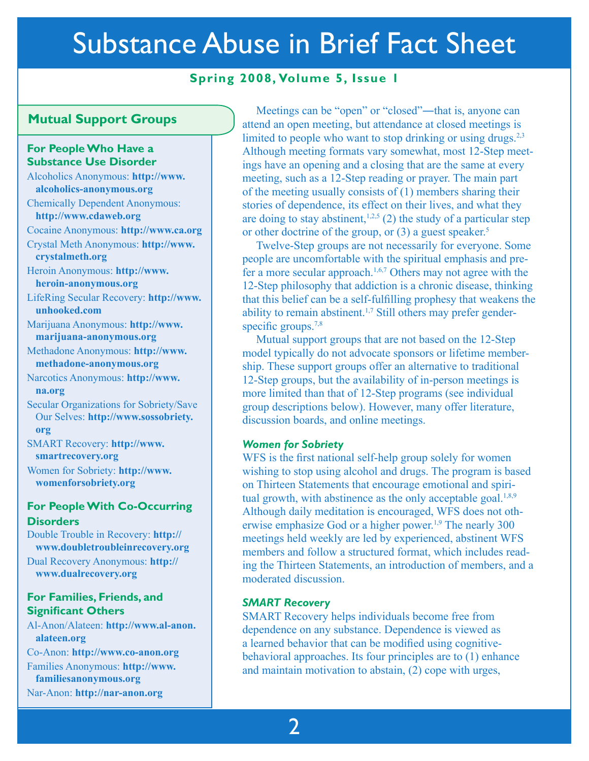## Mutual Support Groups

### For People Who Have a Substance Use Disorder

Alcoholics Anonymous: **http://www.alcoholics-anonymous.org**

Chemically Dependent Anonymous: **http://www.cdaweb.org**

Cocaine Anonymous: **http://www.ca.org**

Crystal Meth Anonymous: **http://www.crystalmeth.org**

Heroin Anonymous: **http://www.heroin-anonymous.org**

LifeRing Secular Recovery: **http://www.unhooked.com**

Marijuana Anonymous: **http://www.marijuana-anonymous.org**

Methadone Anonymous: **http://www.methadone-anonymous.org**

Narcotics Anonymous: **http://www.na.org**

Secular Organizations for Sobriety/Save Our Selves: **http://www.sossobriety.org**

SMART Recovery: **http://www.smartrecovery.org**

Women for Sobriety: **http://www.womenforsobriety.org**

### For People With Co-Occurring Disorders

Double Trouble in Recovery: **http://www.doubletroubleinrecovery.org**

Dual Recovery Anonymous: **http://www.dualrecovery.org**

### For Families, Friends, and Significant Others

Al-Anon/Alateen: **http://www.al-anon.alateen.org**

Co-Anon: **http://www.co-anon.org**

Families Anonymous: **http://www.familiesanonymous.org**

Nar-Anon: **http://nar-anon.org**

---

Meetings can be "open" or "closed"—that is, anyone can attend an open meeting, but attendance at closed meetings is limited to people who want to stop drinking or using drugs.[2,3] Although meeting formats vary somewhat, most 12-Step meetings have an opening and a closing that are the same at every meeting, such as a 12-Step reading or prayer. The main part of the meeting usually consists of (1) members sharing their stories of dependence, its effect on their lives, and what they are doing to stay abstinent,[1,2,5] (2) the study of a particular step or other doctrine of the group, or (3) a guest speaker.[5]

Twelve-Step groups are not necessarily for everyone. Some people are uncomfortable with the spiritual emphasis and prefer a more secular approach.[1,6,7] Others may not agree with the 12-Step philosophy that addiction is a chronic disease, thinking that this belief can be a self-fulfilling prophesy that weakens the ability to remain abstinent.[1,7] Still others may prefer gender-specific groups.[7,8]

Mutual support groups that are not based on the 12-Step model typically do not advocate sponsors or lifetime membership. These support groups offer an alternative to traditional 12-Step groups, but the availability of in-person meetings is more limited than that of 12-Step programs (see individual group descriptions below). However, many offer literature, discussion boards, and online meetings.

#### *Women for Sobriety*

WFS is the first national self-help group solely for women wishing to stop using alcohol and drugs. The program is based on Thirteen Statements that encourage emotional and spiritual growth, with abstinence as the only acceptable goal.[1,8,9] Although daily meditation is encouraged, WFS does not otherwise emphasize God or a higher power.[1,9] The nearly 300 meetings held weekly are led by experienced, abstinent WFS members and follow a structured format, which includes reading the Thirteen Statements, an introduction of members, and a moderated discussion.

#### *SMART Recovery*

SMART Recovery helps individuals become free from dependence on any substance. Dependence is viewed as a learned behavior that can be modified using cognitive-behavioral approaches. Its four principles are to (1) enhance and maintain motivation to abstain, (2) cope with urges,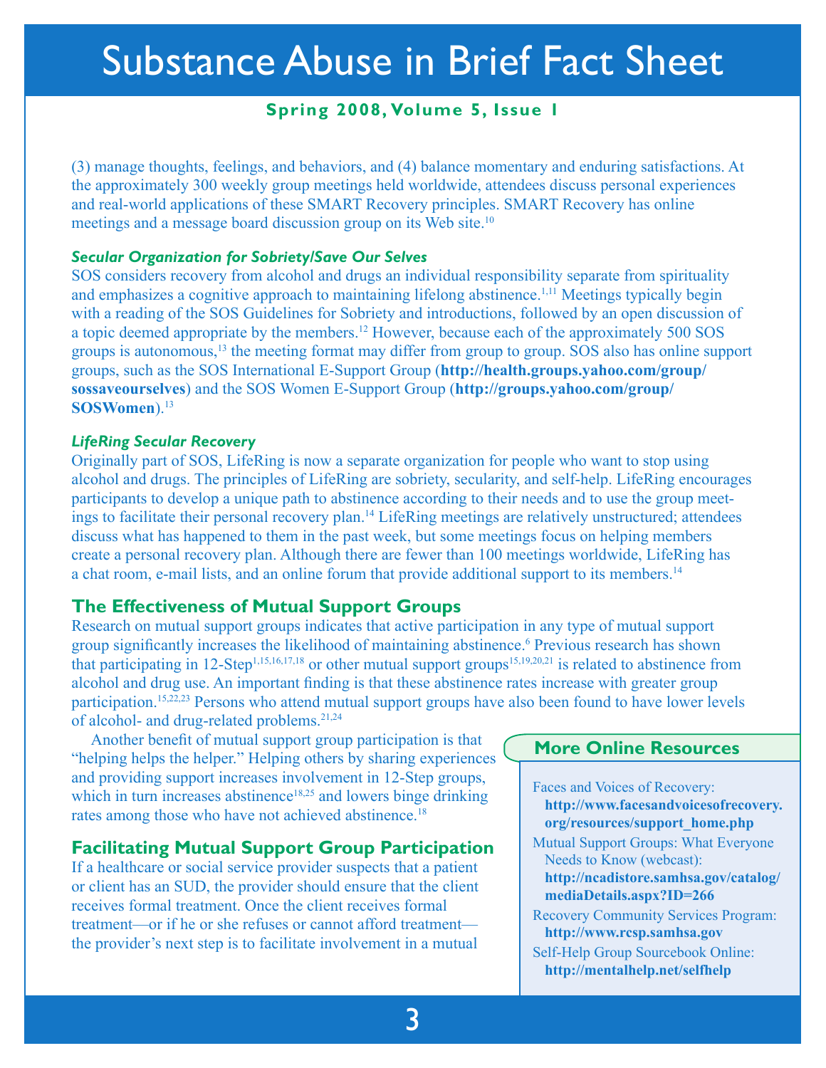(3) manage thoughts, feelings, and behaviors, and (4) balance momentary and enduring satisfactions. At the approximately 300 weekly group meetings held worldwide, attendees discuss personal experiences and real-world applications of these SMART Recovery principles. SMART Recovery has online meetings and a message board discussion group on its Web site.[10]

### *Secular Organization for Sobriety/Save Our Selves*

SOS considers recovery from alcohol and drugs an individual responsibility separate from spirituality and emphasizes a cognitive approach to maintaining lifelong abstinence.[1,11] Meetings typically begin with a reading of the SOS Guidelines for Sobriety and introductions, followed by an open discussion of a topic deemed appropriate by the members.[12] However, because each of the approximately 500 SOS groups is autonomous,[13] the meeting format may differ from group to group. SOS also has online support groups, such as the SOS International E-Support Group (**http://health.groups.yahoo.com/group/sossaveourselves**) and the SOS Women E-Support Group (**http://groups.yahoo.com/group/SOSWomen**).[13]

### *LifeRing Secular Recovery*

Originally part of SOS, LifeRing is now a separate organization for people who want to stop using alcohol and drugs. The principles of LifeRing are sobriety, secularity, and self-help. LifeRing encourages participants to develop a unique path to abstinence according to their needs and to use the group meetings to facilitate their personal recovery plan.[14] LifeRing meetings are relatively unstructured; attendees discuss what has happened to them in the past week, but some meetings focus on helping members create a personal recovery plan. Although there are fewer than 100 meetings worldwide, LifeRing has a chat room, e-mail lists, and an online forum that provide additional support to its members.[14]

## The Effectiveness of Mutual Support Groups

Research on mutual support groups indicates that active participation in any type of mutual support group significantly increases the likelihood of maintaining abstinence.[6] Previous research has shown that participating in 12-Step[1,15,16,17,18] or other mutual support groups[15,19,20,21] is related to abstinence from alcohol and drug use. An important finding is that these abstinence rates increase with greater group participation.[15,22,23] Persons who attend mutual support groups have also been found to have lower levels of alcohol- and drug-related problems.[21,24]

Another benefit of mutual support group participation is that "helping helps the helper." Helping others by sharing experiences and providing support increases involvement in 12-Step groups, which in turn increases abstinence[18,25] and lowers binge drinking rates among those who have not achieved abstinence.[18]

## Facilitating Mutual Support Group Participation

If a healthcare or social service provider suspects that a patient or client has an SUD, the provider should ensure that the client receives formal treatment. Once the client receives formal treatment—or if he or she refuses or cannot afford treatment—the provider's next step is to facilitate involvement in a mutual

### More Online Resources

Faces and Voices of Recovery:
**http://www.facesandvoicesofrecovery.org/resources/support_home.php**

Mutual Support Groups: What Everyone Needs to Know (webcast):
**http://ncadistore.samhsa.gov/catalog/mediaDetails.aspx?ID=266**

Recovery Community Services Program:
**http://www.rcsp.samhsa.gov**

Self-Help Group Sourcebook Online:
**http://mentalhelp.net/selfhelp**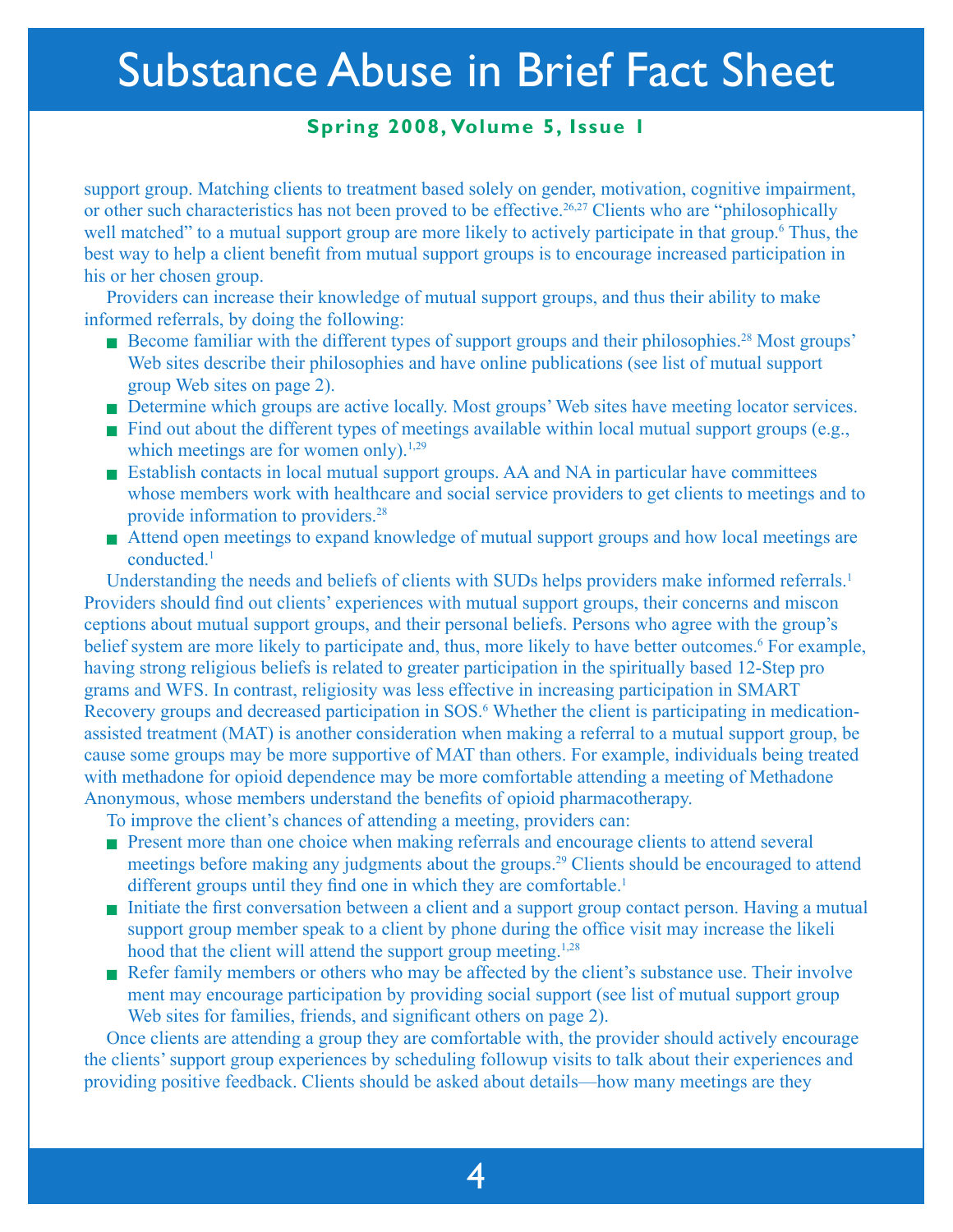support group. Matching clients to treatment based solely on gender, motivation, cognitive impairment, or other such characteristics has not been proved to be effective.[26,27] Clients who are "philosophically well matched" to a mutual support group are more likely to actively participate in that group.[6] Thus, the best way to help a client benefit from mutual support groups is to encourage increased participation in his or her chosen group.

Providers can increase their knowledge of mutual support groups, and thus their ability to make informed referrals, by doing the following:

- Become familiar with the different types of support groups and their philosophies.[28] Most groups' Web sites describe their philosophies and have online publications (see list of mutual support group Web sites on page 2).
- Determine which groups are active locally. Most groups' Web sites have meeting locator services.
- Find out about the different types of meetings available within local mutual support groups (e.g., which meetings are for women only).[1,29]
- Establish contacts in local mutual support groups. AA and NA in particular have committees whose members work with healthcare and social service providers to get clients to meetings and to provide information to providers.[28]
- Attend open meetings to expand knowledge of mutual support groups and how local meetings are conducted.[1]

Understanding the needs and beliefs of clients with SUDs helps providers make informed referrals.[1] Providers should find out clients' experiences with mutual support groups, their concerns and misconceptions about mutual support groups, and their personal beliefs. Persons who agree with the group's belief system are more likely to participate and, thus, more likely to have better outcomes.[6] For example, having strong religious beliefs is related to greater participation in the spiritually based 12-Step programs and WFS. In contrast, religiosity was less effective in increasing participation in SMART Recovery groups and decreased participation in SOS.[6] Whether the client is participating in medication-assisted treatment (MAT) is another consideration when making a referral to a mutual support group, because some groups may be more supportive of MAT than others. For example, individuals being treated with methadone for opioid dependence may be more comfortable attending a meeting of Methadone Anonymous, whose members understand the benefits of opioid pharmacotherapy.

To improve the client's chances of attending a meeting, providers can:

- Present more than one choice when making referrals and encourage clients to attend several meetings before making any judgments about the groups.[29] Clients should be encouraged to attend different groups until they find one in which they are comfortable.[1]
- Initiate the first conversation between a client and a support group contact person. Having a mutual support group member speak to a client by phone during the office visit may increase the likelihood that the client will attend the support group meeting.[1,28]
- Refer family members or others who may be affected by the client's substance use. Their involvement may encourage participation by providing social support (see list of mutual support group Web sites for families, friends, and significant others on page 2).

Once clients are attending a group they are comfortable with, the provider should actively encourage the clients' support group experiences by scheduling followup visits to talk about their experiences and providing positive feedback. Clients should be asked about details—how many meetings are they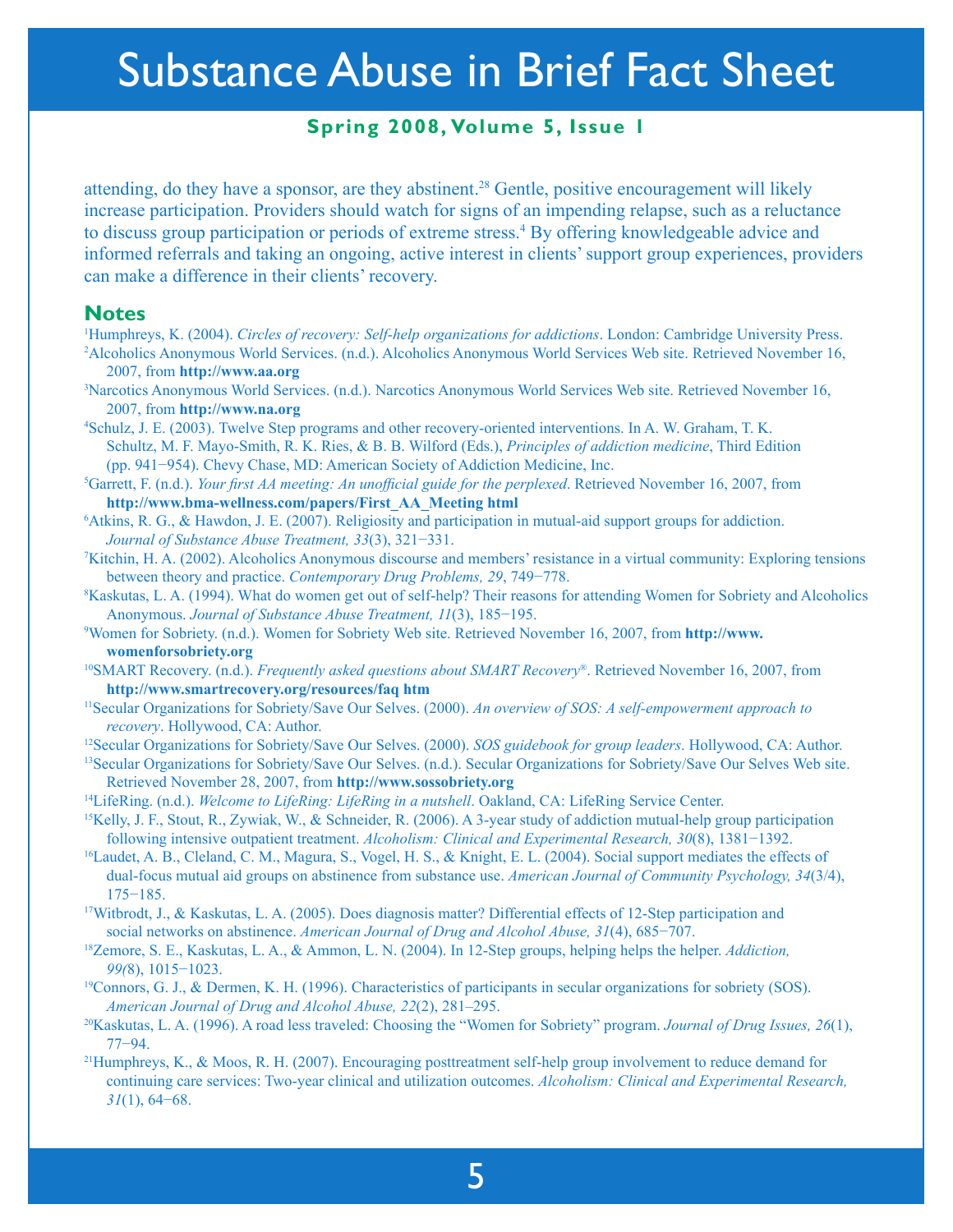attending, do they have a sponsor, are they abstinent.[28] Gentle, positive encouragement will likely increase participation. Providers should watch for signs of an impending relapse, such as a reluctance to discuss group participation or periods of extreme stress.[4] By offering knowledgeable advice and informed referrals and taking an ongoing, active interest in clients' support group experiences, providers can make a difference in their clients' recovery.

## Notes

[1]Humphreys, K. (2004). *Circles of recovery: Self-help organizations for addictions*. London: Cambridge University Press.

[2]Alcoholics Anonymous World Services. (n.d.). Alcoholics Anonymous World Services Web site. Retrieved November 16, 2007, from **http://www.aa.org**

[3]Narcotics Anonymous World Services. (n.d.). Narcotics Anonymous World Services Web site. Retrieved November 16, 2007, from **http://www.na.org**

[4]Schulz, J. E. (2003). Twelve Step programs and other recovery-oriented interventions. In A. W. Graham, T. K. Schultz, M. F. Mayo-Smith, R. K. Ries, & B. B. Wilford (Eds.), *Principles of addiction medicine*, Third Edition (pp. 941−954). Chevy Chase, MD: American Society of Addiction Medicine, Inc.

[5]Garrett, F. (n.d.). *Your first AA meeting: An unofficial guide for the perplexed*. Retrieved November 16, 2007, from **http://www.bma-wellness.com/papers/First_AA_Meeting html**

[6]Atkins, R. G., & Hawdon, J. E. (2007). Religiosity and participation in mutual-aid support groups for addiction. *Journal of Substance Abuse Treatment, 33*(3), 321−331.

[7]Kitchin, H. A. (2002). Alcoholics Anonymous discourse and members' resistance in a virtual community: Exploring tensions between theory and practice. *Contemporary Drug Problems, 29*, 749−778.

[8]Kaskutas, L. A. (1994). What do women get out of self-help? Their reasons for attending Women for Sobriety and Alcoholics Anonymous. *Journal of Substance Abuse Treatment, 11*(3), 185−195.

[9]Women for Sobriety. (n.d.). Women for Sobriety Web site. Retrieved November 16, 2007, from **http://www.womenforsobriety.org**

[10]SMART Recovery. (n.d.). *Frequently asked questions about SMART Recovery®*. Retrieved November 16, 2007, from **http://www.smartrecovery.org/resources/faq htm**

[11]Secular Organizations for Sobriety/Save Our Selves. (2000). *An overview of SOS: A self-empowerment approach to recovery*. Hollywood, CA: Author.

[12]Secular Organizations for Sobriety/Save Our Selves. (2000). *SOS guidebook for group leaders*. Hollywood, CA: Author.

[13]Secular Organizations for Sobriety/Save Our Selves. (n.d.). Secular Organizations for Sobriety/Save Our Selves Web site. Retrieved November 28, 2007, from **http://www.sossobriety.org**

[14]LifeRing. (n.d.). *Welcome to LifeRing: LifeRing in a nutshell*. Oakland, CA: LifeRing Service Center.

[15]Kelly, J. F., Stout, R., Zywiak, W., & Schneider, R. (2006). A 3-year study of addiction mutual-help group participation following intensive outpatient treatment. *Alcoholism: Clinical and Experimental Research, 30*(8), 1381−1392.

[16]Laudet, A. B., Cleland, C. M., Magura, S., Vogel, H. S., & Knight, E. L. (2004). Social support mediates the effects of dual-focus mutual aid groups on abstinence from substance use. *American Journal of Community Psychology, 34*(3/4), 175−185.

[17]Witbrodt, J., & Kaskutas, L. A. (2005). Does diagnosis matter? Differential effects of 12-Step participation and social networks on abstinence. *American Journal of Drug and Alcohol Abuse, 31*(4), 685−707.

[18]Zemore, S. E., Kaskutas, L. A., & Ammon, L. N. (2004). In 12-Step groups, helping helps the helper. *Addiction, 99*(8), 1015−1023.

[19]Connors, G. J., & Dermen, K. H. (1996). Characteristics of participants in secular organizations for sobriety (SOS). *American Journal of Drug and Alcohol Abuse, 22*(2), 281–295.

[20]Kaskutas, L. A. (1996). A road less traveled: Choosing the "Women for Sobriety" program. *Journal of Drug Issues, 26*(1), 77−94.

[21]Humphreys, K., & Moos, R. H. (2007). Encouraging posttreatment self-help group involvement to reduce demand for continuing care services: Two-year clinical and utilization outcomes. *Alcoholism: Clinical and Experimental Research, 31*(1), 64−68.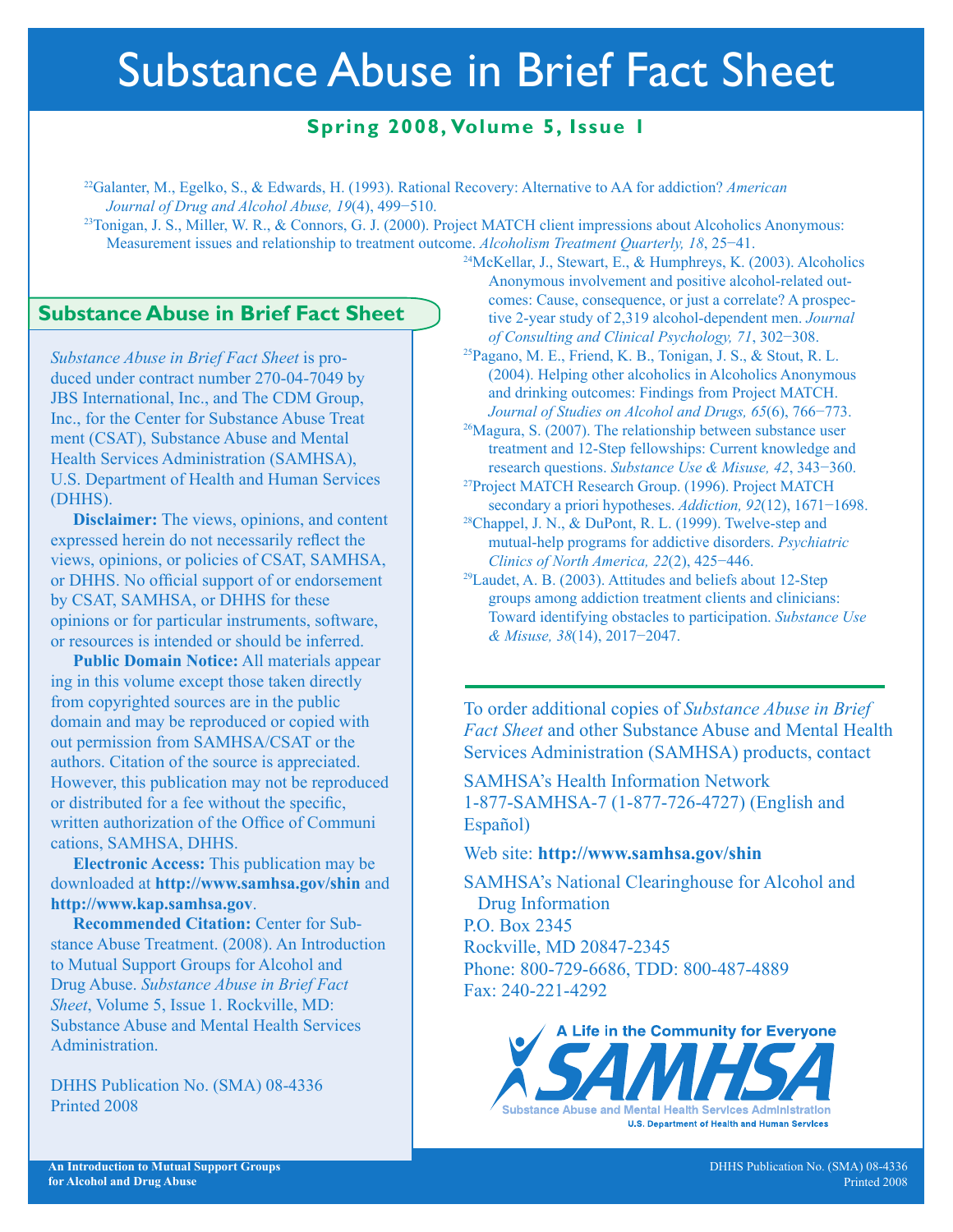# Substance Abuse in Brief Fact Sheet

**Spring 2008, Volume 5, Issue 1**

[22]Galanter, M., Egelko, S., & Edwards, H. (1993). Rational Recovery: Alternative to AA for addiction? *American Journal of Drug and Alcohol Abuse, 19*(4), 499−510.

[23]Tonigan, J. S., Miller, W. R., & Connors, G. J. (2000). Project MATCH client impressions about Alcoholics Anonymous: Measurement issues and relationship to treatment outcome. *Alcoholism Treatment Quarterly, 18*, 25−41.

[24]McKellar, J., Stewart, E., & Humphreys, K. (2003). Alcoholics Anonymous involvement and positive alcohol-related outcomes: Cause, consequence, or just a correlate? A prospective 2-year study of 2,319 alcohol-dependent men. *Journal of Consulting and Clinical Psychology, 71*, 302−308.

[25]Pagano, M. E., Friend, K. B., Tonigan, J. S., & Stout, R. L. (2004). Helping other alcoholics in Alcoholics Anonymous and drinking outcomes: Findings from Project MATCH. *Journal of Studies on Alcohol and Drugs, 65*(6), 766−773.

[26]Magura, S. (2007). The relationship between substance user treatment and 12-Step fellowships: Current knowledge and research questions. *Substance Use & Misuse, 42*, 343−360.

[27]Project MATCH Research Group. (1996). Project MATCH secondary a priori hypotheses. *Addiction, 92*(12), 1671−1698.

[28]Chappel, J. N., & DuPont, R. L. (1999). Twelve-step and mutual-help programs for addictive disorders. *Psychiatric Clinics of North America, 22*(2), 425−446.

[29]Laudet, A. B. (2003). Attitudes and beliefs about 12-Step groups among addiction treatment clients and clinicians: Toward identifying obstacles to participation. *Substance Use & Misuse, 38*(14), 2017−2047.

## Substance Abuse in Brief Fact Sheet

*Substance Abuse in Brief Fact Sheet* is produced under contract number 270-04-7049 by JBS International, Inc., and The CDM Group, Inc., for the Center for Substance Abuse Treatment (CSAT), Substance Abuse and Mental Health Services Administration (SAMHSA), U.S. Department of Health and Human Services (DHHS).

**Disclaimer:** The views, opinions, and content expressed herein do not necessarily reflect the views, opinions, or policies of CSAT, SAMHSA, or DHHS. No official support of or endorsement by CSAT, SAMHSA, or DHHS for these opinions or for particular instruments, software, or resources is intended or should be inferred.

**Public Domain Notice:** All materials appearing in this volume except those taken directly from copyrighted sources are in the public domain and may be reproduced or copied without permission from SAMHSA/CSAT or the authors. Citation of the source is appreciated. However, this publication may not be reproduced or distributed for a fee without the specific, written authorization of the Office of Communications, SAMHSA, DHHS.

**Electronic Access:** This publication may be downloaded at **http://www.samhsa.gov/shin** and **http://www.kap.samhsa.gov**.

**Recommended Citation:** Center for Substance Abuse Treatment. (2008). An Introduction to Mutual Support Groups for Alcohol and Drug Abuse. *Substance Abuse in Brief Fact Sheet*, Volume 5, Issue 1. Rockville, MD: Substance Abuse and Mental Health Services Administration.

DHHS Publication No. (SMA) 08-4336
Printed 2008

To order additional copies of *Substance Abuse in Brief Fact Sheet* and other Substance Abuse and Mental Health Services Administration (SAMHSA) products, contact

SAMHSA's Health Information Network
1-877-SAMHSA-7 (1-877-726-4727) (English and Español)

Web site: **http://www.samhsa.gov/shin**

SAMHSA's National Clearinghouse for Alcohol and Drug Information
P.O. Box 2345
Rockville, MD 20847-2345
Phone: 800-729-6686, TDD: 800-487-4889
Fax: 240-221-4292

A Life in the Community for Everyone
SAMHSA
Substance Abuse and Mental Health Services Administration
U.S. Department of Health and Human Services